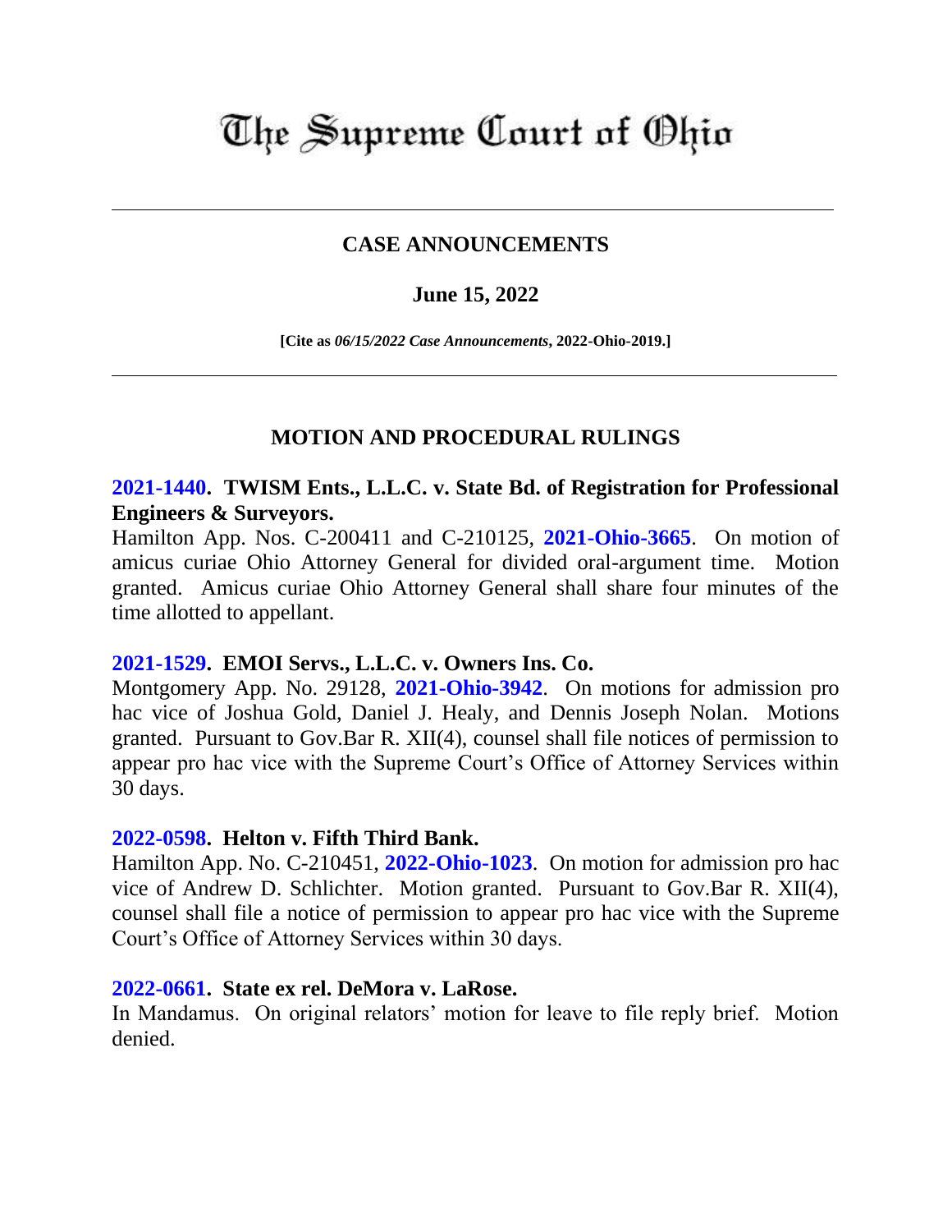# The Supreme Court of Ohio

---

## CASE ANNOUNCEMENTS

**June 15, 2022**

**[Cite as *06/15/2022 Case Announcements*, 2022-Ohio-2019.]**

---

## MOTION AND PROCEDURAL RULINGS

**2021-1440. TWISM Ents., L.L.C. v. State Bd. of Registration for Professional Engineers & Surveyors.**
Hamilton App. Nos. C-200411 and C-210125, **2021-Ohio-3665**. On motion of amicus curiae Ohio Attorney General for divided oral-argument time. Motion granted. Amicus curiae Ohio Attorney General shall share four minutes of the time allotted to appellant.

**2021-1529. EMOI Servs., L.L.C. v. Owners Ins. Co.**
Montgomery App. No. 29128, **2021-Ohio-3942**. On motions for admission pro hac vice of Joshua Gold, Daniel J. Healy, and Dennis Joseph Nolan. Motions granted. Pursuant to Gov.Bar R. XII(4), counsel shall file notices of permission to appear pro hac vice with the Supreme Court's Office of Attorney Services within 30 days.

**2022-0598. Helton v. Fifth Third Bank.**
Hamilton App. No. C-210451, **2022-Ohio-1023**. On motion for admission pro hac vice of Andrew D. Schlichter. Motion granted. Pursuant to Gov.Bar R. XII(4), counsel shall file a notice of permission to appear pro hac vice with the Supreme Court's Office of Attorney Services within 30 days.

**2022-0661. State ex rel. DeMora v. LaRose.**
In Mandamus. On original relators' motion for leave to file reply brief. Motion denied.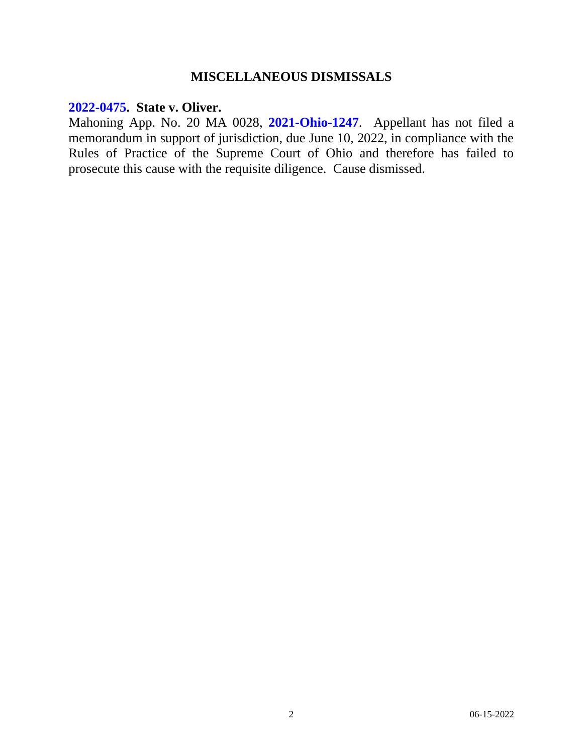## MISCELLANEOUS DISMISSALS

**2022-0475. State v. Oliver.**

Mahoning App. No. 20 MA 0028, **2021-Ohio-1247**. Appellant has not filed a memorandum in support of jurisdiction, due June 10, 2022, in compliance with the Rules of Practice of the Supreme Court of Ohio and therefore has failed to prosecute this cause with the requisite diligence. Cause dismissed.